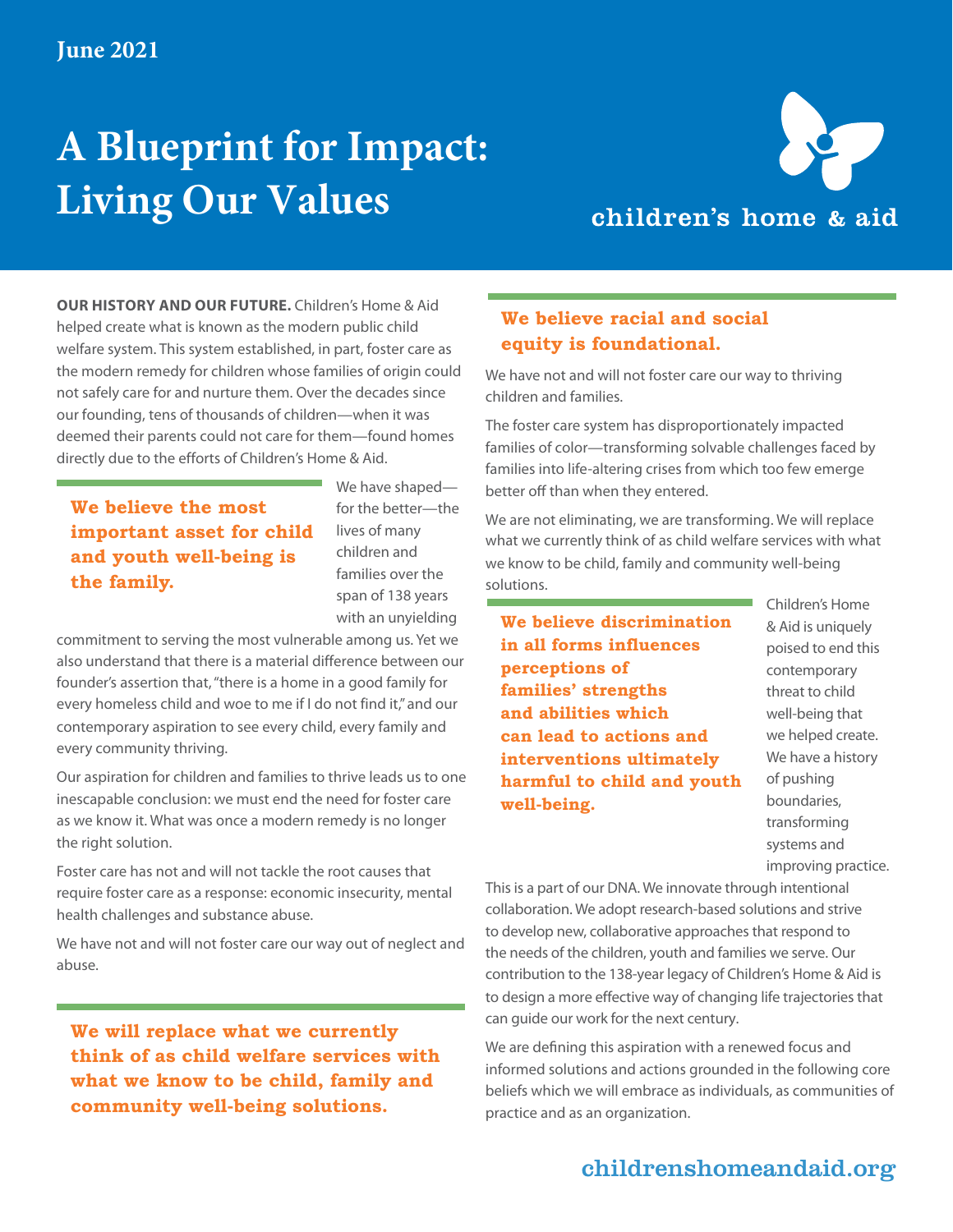June 2021

# A Blueprint for Impact: Living Our Values

children's home & aid

**OUR HISTORY AND OUR FUTURE.** Children's Home & Aid helped create what is known as the modern public child welfare system. This system established, in part, foster care as the modern remedy for children whose families of origin could not safely care for and nurture them. Over the decades since our founding, tens of thousands of children—when it was deemed their parents could not care for them—found homes directly due to the efforts of Children's Home & Aid.

**We believe the most important asset for child and youth well-being is the family.**

We have shaped—for the better—the lives of many children and families over the span of 138 years with an unyielding commitment to serving the most vulnerable among us. Yet we also understand that there is a material difference between our founder's assertion that, "there is a home in a good family for every homeless child and woe to me if I do not find it," and our contemporary aspiration to see every child, every family and every community thriving.

Our aspiration for children and families to thrive leads us to one inescapable conclusion: we must end the need for foster care as we know it. What was once a modern remedy is no longer the right solution.

Foster care has not and will not tackle the root causes that require foster care as a response: economic insecurity, mental health challenges and substance abuse.

We have not and will not foster care our way out of neglect and abuse.

**We will replace what we currently think of as child welfare services with what we know to be child, family and community well-being solutions.**

**We believe racial and social equity is foundational.**

We have not and will not foster care our way to thriving children and families.

The foster care system has disproportionately impacted families of color—transforming solvable challenges faced by families into life-altering crises from which too few emerge better off than when they entered.

We are not eliminating, we are transforming. We will replace what we currently think of as child welfare services with what we know to be child, family and community well-being solutions.

**We believe discrimination in all forms influences perceptions of families' strengths and abilities which can lead to actions and interventions ultimately harmful to child and youth well-being.**

Children's Home & Aid is uniquely poised to end this contemporary threat to child well-being that we helped create. We have a history of pushing boundaries, transforming systems and improving practice. This is a part of our DNA. We innovate through intentional collaboration. We adopt research-based solutions and strive to develop new, collaborative approaches that respond to the needs of the children, youth and families we serve. Our contribution to the 138-year legacy of Children's Home & Aid is to design a more effective way of changing life trajectories that can guide our work for the next century.

We are defining this aspiration with a renewed focus and informed solutions and actions grounded in the following core beliefs which we will embrace as individuals, as communities of practice and as an organization.

childrenshomeandaid.org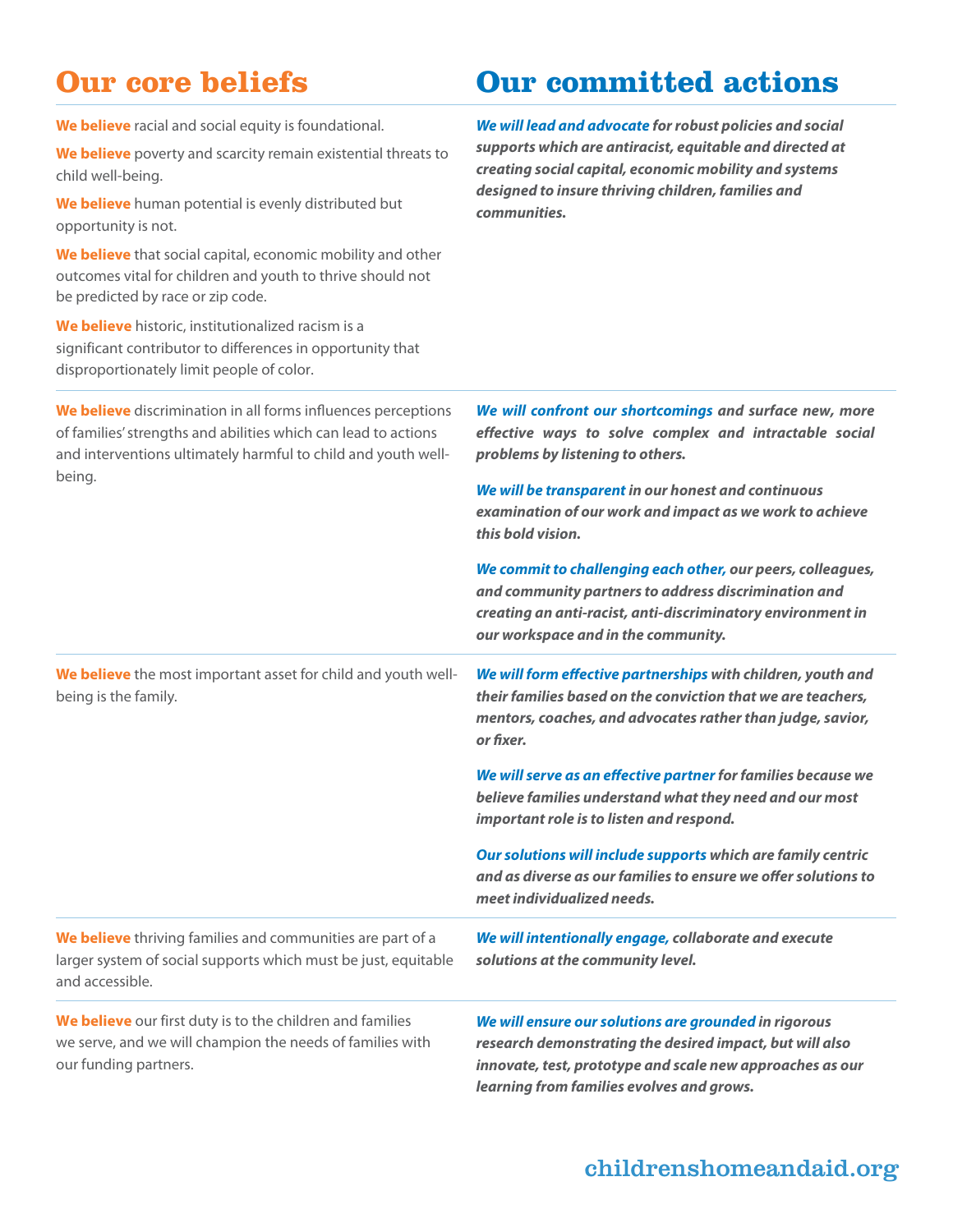| Our core beliefs | Our committed actions |
| --- | --- |
| **We believe** racial and social equity is foundational.<br><br>**We believe** poverty and scarcity remain existential threats to child well-being.<br><br>**We believe** human potential is evenly distributed but opportunity is not.<br><br>**We believe** that social capital, economic mobility and other outcomes vital for children and youth to thrive should not be predicted by race or zip code.<br><br>**We believe** historic, institutionalized racism is a significant contributor to differences in opportunity that disproportionately limit people of color. | ***We will lead and advocate** for robust policies and social supports which are antiracist, equitable and directed at creating social capital, economic mobility and systems designed to insure thriving children, families and communities.* |
| **We believe** discrimination in all forms influences perceptions of families' strengths and abilities which can lead to actions and interventions ultimately harmful to child and youth well-being. | ***We will confront our shortcomings** and surface new, more effective ways to solve complex and intractable social problems by listening to others.*<br><br>***We will be transparent** in our honest and continuous examination of our work and impact as we work to achieve this bold vision.*<br><br>***We commit to challenging each other,** our peers, colleagues, and community partners to address discrimination and creating an anti-racist, anti-discriminatory environment in our workspace and in the community.* |
| **We believe** the most important asset for child and youth well-being is the family. | ***We will form effective partnerships** with children, youth and their families based on the conviction that we are teachers, mentors, coaches, and advocates rather than judge, savior, or fixer.*<br><br>***We will serve as an effective partner** for families because we believe families understand what they need and our most important role is to listen and respond.*<br><br>***Our solutions will include supports** which are family centric and as diverse as our families to ensure we offer solutions to meet individualized needs.* |
| **We believe** thriving families and communities are part of a larger system of social supports which must be just, equitable and accessible. | ***We will intentionally engage,** collaborate and execute solutions at the community level.* |
| **We believe** our first duty is to the children and families we serve, and we will champion the needs of families with our funding partners. | ***We will ensure our solutions are grounded** in rigorous research demonstrating the desired impact, but will also innovate, test, prototype and scale new approaches as our learning from families evolves and grows.* |

childrenshomeandaid.org